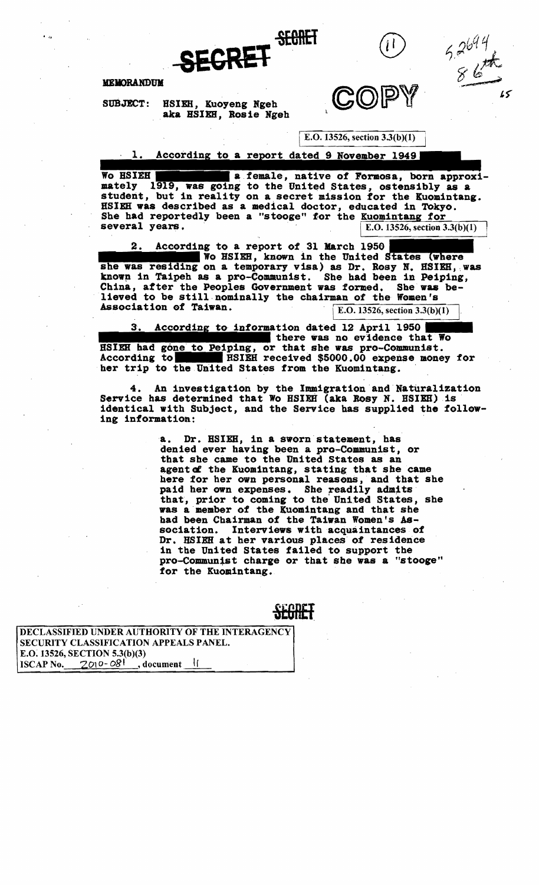SECRET

SECRET

(11)

5.2694
8 6th

15

**MEMORANDUM**

COPY

SUBJECT: HSIEH, Kuoyeng Ngeh
aka HSIEH, Rosie Ngeh

E.O. 13526, section 3.3(b)(1)

1. According to a report dated 9 November 1949 ██████ Wo HSIEH ██████ a female, native of Formosa, born approximately 1919, was going to the United States, ostensibly as a student, but in reality on a secret mission for the Kuomintang. HSIEH was described as a medical doctor, educated in Tokyo. She had reportedly been a "stooge" for the Kuomintang for several years.

E.O. 13526, section 3.3(b)(1)

2. According to a report of 31 March 1950 ██████ Wo HSIEH, known in the United States (where she was residing on a temporary visa) as Dr. Rosy N. HSIEH, was known in Taipeh as a pro-Communist. She had been in Peiping, China, after the Peoples Government was formed. She was believed to be still nominally the chairman of the Women's Association of Taiwan.

E.O. 13526, section 3.3(b)(1)

3. According to information dated 12 April 1950 ██████ there was no evidence that Wo HSIEH had gone to Peiping, or that she was pro-Communist. According to ██████ HSIEH received $5000.00 expense money for her trip to the United States from the Kuomintang.

4. An investigation by the Immigration and Naturalization Service has determined that Wo HSIEH (aka Rosy N. HSIEH) is identical with Subject, and the Service has supplied the following information:

a. Dr. HSIEH, in a sworn statement, has denied ever having been a pro-Communist, or that she came to the United States as an agent of the Kuomintang, stating that she came here for her own personal reasons, and that she paid her own expenses. She readily admits that, prior to coming to the United States, she was a member of the Kuomintang and that she had been Chairman of the Taiwan Women's Association. Interviews with acquaintances of Dr. HSIEH at her various places of residence in the United States failed to support the pro-Communist charge or that she was a "stooge" for the Kuomintang.

SECRET

DECLASSIFIED UNDER AUTHORITY OF THE INTERAGENCY SECURITY CLASSIFICATION APPEALS PANEL.
E.O. 13526, SECTION 5.3(b)(3)
ISCAP No. 2010-081, document 11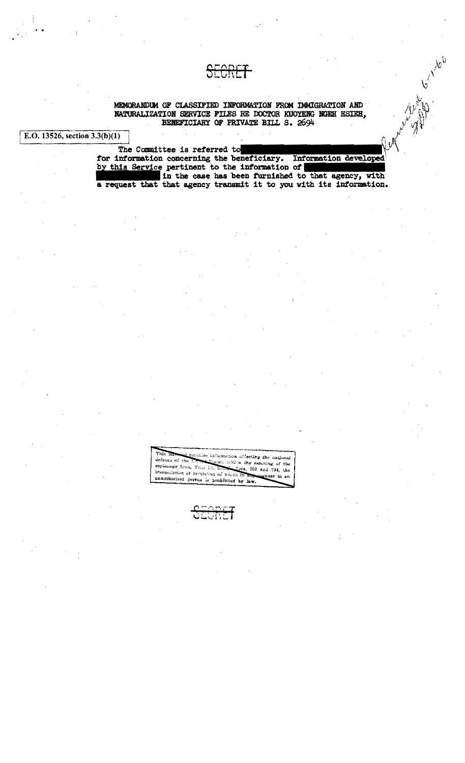SECRET

MEMORANDUM OF CLASSIFIED INFORMATION FROM IMMIGRATION AND NATURALIZATION SERVICE FILES RE DOCTOR KUOYENG NGEH HSIEH, BENEFICIARY OF PRIVATE BILL S. 2694

E.O. 13526, section 3.3(b)(1)

The Committee is referred to ██████████ for information concerning the beneficiary. Information developed by this Service pertinent to the information of ██████████ ██████████ in the case has been furnished to that agency, with a request that that agency transmit it to you with its information.

This material contains information affecting the national defense of the United States within the meaning of the espionage laws, Title 18, U.S.C., Secs. 793 and 794, the transmission or revelation of which in any manner to an unauthorized person is prohibited by law.

SECRET